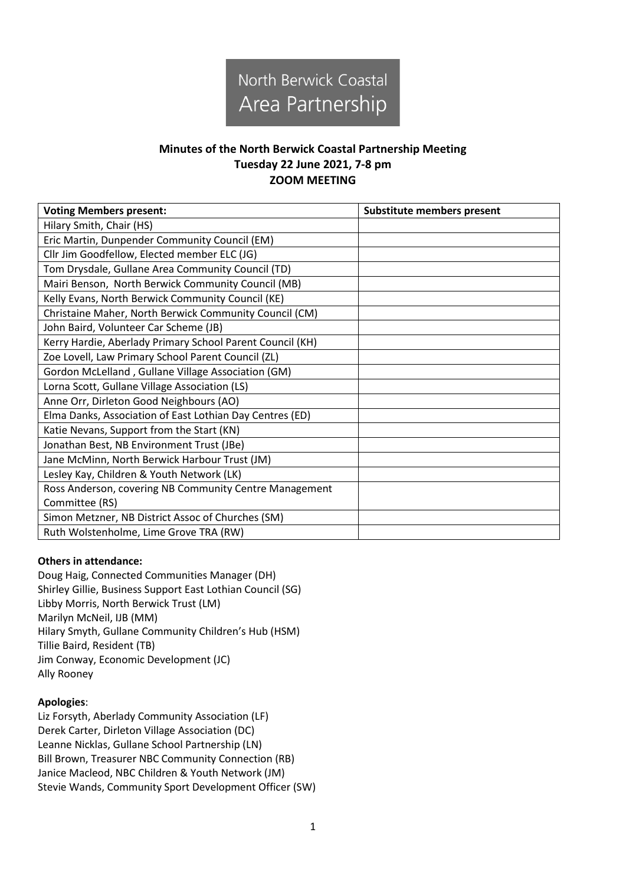North Berwick Coastal Area Partnership

# Minutes of the North Berwick Coastal Partnership Meeting
## Tuesday 22 June 2021, 7-8 pm
## ZOOM MEETING

| Voting Members present: | Substitute members present |
|---|---|
| Hilary Smith, Chair (HS) | |
| Eric Martin, Dunpender Community Council (EM) | |
| Cllr Jim Goodfellow, Elected member ELC (JG) | |
| Tom Drysdale, Gullane Area Community Council (TD) | |
| Mairi Benson, North Berwick Community Council (MB) | |
| Kelly Evans, North Berwick Community Council (KE) | |
| Christaine Maher, North Berwick Community Council (CM) | |
| John Baird, Volunteer Car Scheme (JB) | |
| Kerry Hardie, Aberlady Primary School Parent Council (KH) | |
| Zoe Lovell, Law Primary School Parent Council (ZL) | |
| Gordon McLelland , Gullane Village Association (GM) | |
| Lorna Scott, Gullane Village Association (LS) | |
| Anne Orr, Dirleton Good Neighbours (AO) | |
| Elma Danks, Association of East Lothian Day Centres (ED) | |
| Katie Nevans, Support from the Start (KN) | |
| Jonathan Best, NB Environment Trust (JBe) | |
| Jane McMinn, North Berwick Harbour Trust (JM) | |
| Lesley Kay, Children & Youth Network (LK) | |
| Ross Anderson, covering NB Community Centre Management Committee (RS) | |
| Simon Metzner, NB District Assoc of Churches (SM) | |
| Ruth Wolstenholme, Lime Grove TRA (RW) | |

**Others in attendance:**

Doug Haig, Connected Communities Manager (DH)
Shirley Gillie, Business Support East Lothian Council (SG)
Libby Morris, North Berwick Trust (LM)
Marilyn McNeil, IJB (MM)
Hilary Smyth, Gullane Community Children's Hub (HSM)
Tillie Baird, Resident (TB)
Jim Conway, Economic Development (JC)
Ally Rooney

**Apologies**:

Liz Forsyth, Aberlady Community Association (LF)
Derek Carter, Dirleton Village Association (DC)
Leanne Nicklas, Gullane School Partnership (LN)
Bill Brown, Treasurer NBC Community Connection (RB)
Janice Macleod, NBC Children & Youth Network (JM)
Stevie Wands, Community Sport Development Officer (SW)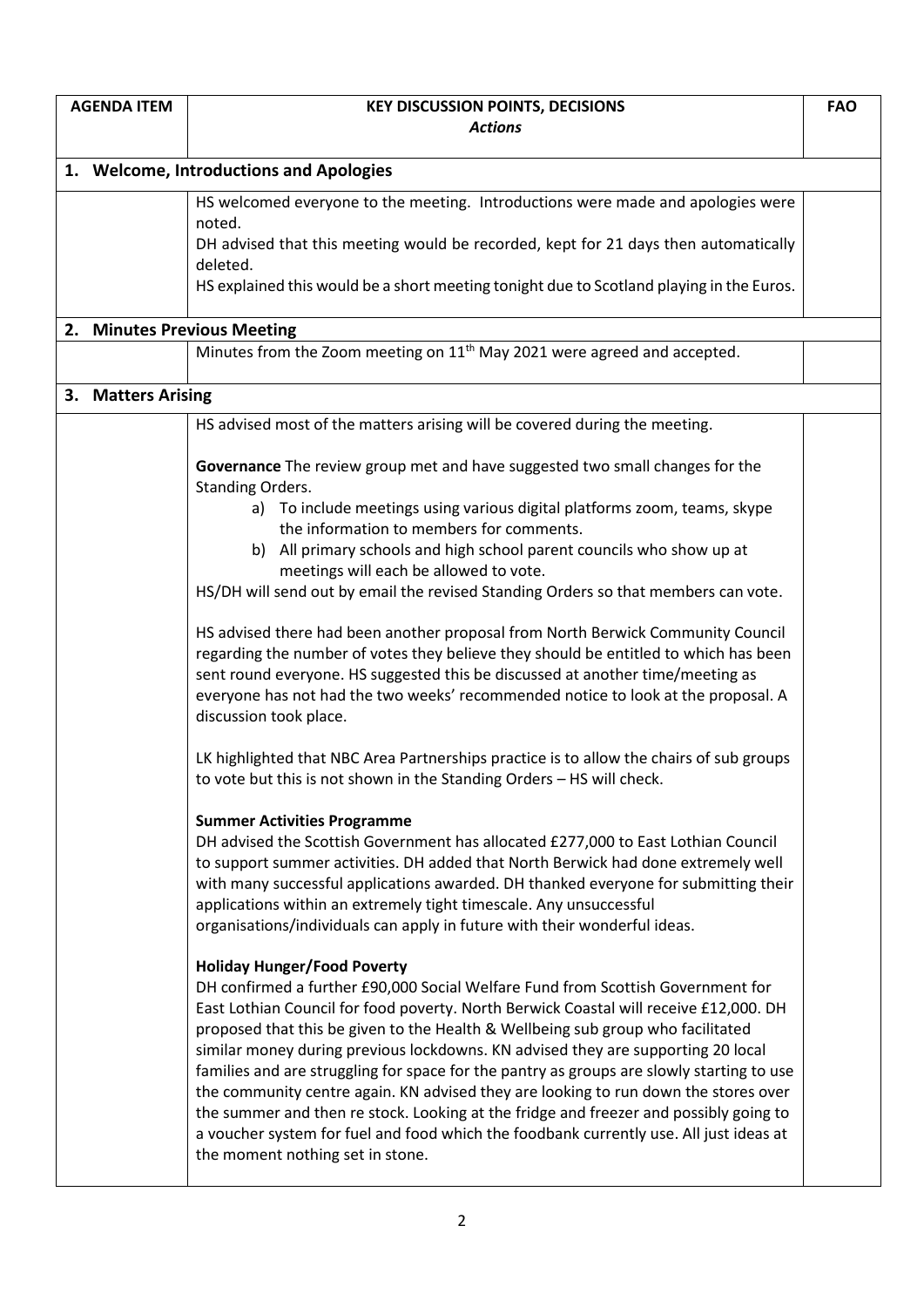| AGENDA ITEM | KEY DISCUSSION POINTS, DECISIONS *Actions* | FAO |
|---|---|---|
| **1. Welcome, Introductions and Apologies** | | |
| | HS welcomed everyone to the meeting. Introductions were made and apologies were noted.<br>DH advised that this meeting would be recorded, kept for 21 days then automatically deleted.<br>HS explained this would be a short meeting tonight due to Scotland playing in the Euros. | |
| **2. Minutes Previous Meeting** | | |
| | Minutes from the Zoom meeting on 11th May 2021 were agreed and accepted. | |
| **3. Matters Arising** | | |
| | HS advised most of the matters arising will be covered during the meeting.<br><br>**Governance** The review group met and have suggested two small changes for the Standing Orders.<br>a) To include meetings using various digital platforms zoom, teams, skype the information to members for comments.<br>b) All primary schools and high school parent councils who show up at meetings will each be allowed to vote.<br>HS/DH will send out by email the revised Standing Orders so that members can vote.<br><br>HS advised there had been another proposal from North Berwick Community Council regarding the number of votes they believe they should be entitled to which has been sent round everyone. HS suggested this be discussed at another time/meeting as everyone has not had the two weeks' recommended notice to look at the proposal. A discussion took place.<br><br>LK highlighted that NBC Area Partnerships practice is to allow the chairs of sub groups to vote but this is not shown in the Standing Orders – HS will check.<br><br>**Summer Activities Programme**<br>DH advised the Scottish Government has allocated £277,000 to East Lothian Council to support summer activities. DH added that North Berwick had done extremely well with many successful applications awarded. DH thanked everyone for submitting their applications within an extremely tight timescale. Any unsuccessful organisations/individuals can apply in future with their wonderful ideas.<br><br>**Holiday Hunger/Food Poverty**<br>DH confirmed a further £90,000 Social Welfare Fund from Scottish Government for East Lothian Council for food poverty. North Berwick Coastal will receive £12,000. DH proposed that this be given to the Health & Wellbeing sub group who facilitated similar money during previous lockdowns. KN advised they are supporting 20 local families and are struggling for space for the pantry as groups are slowly starting to use the community centre again. KN advised they are looking to run down the stores over the summer and then re stock. Looking at the fridge and freezer and possibly going to a voucher system for fuel and food which the foodbank currently use. All just ideas at the moment nothing set in stone. | |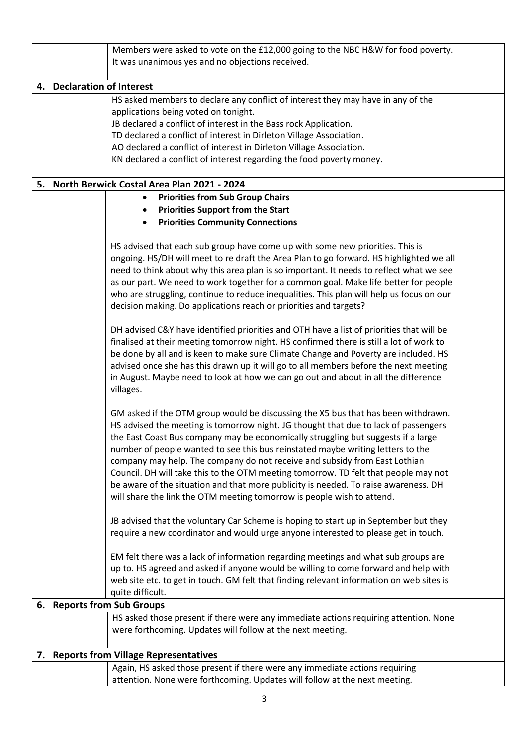Members were asked to vote on the £12,000 going to the NBC H&W for food poverty. It was unanimous yes and no objections received.

## 4. Declaration of Interest

HS asked members to declare any conflict of interest they may have in any of the applications being voted on tonight.
JB declared a conflict of interest in the Bass rock Application.
TD declared a conflict of interest in Dirleton Village Association.
AO declared a conflict of interest in Dirleton Village Association.
KN declared a conflict of interest regarding the food poverty money.

## 5. North Berwick Costal Area Plan 2021 - 2024

- **Priorities from Sub Group Chairs**
- **Priorities Support from the Start**
- **Priorities Community Connections**

HS advised that each sub group have come up with some new priorities. This is ongoing. HS/DH will meet to re draft the Area Plan to go forward. HS highlighted we all need to think about why this area plan is so important. It needs to reflect what we see as our part. We need to work together for a common goal. Make life better for people who are struggling, continue to reduce inequalities. This plan will help us focus on our decision making. Do applications reach or priorities and targets?

DH advised C&Y have identified priorities and OTH have a list of priorities that will be finalised at their meeting tomorrow night. HS confirmed there is still a lot of work to be done by all and is keen to make sure Climate Change and Poverty are included. HS advised once she has this drawn up it will go to all members before the next meeting in August. Maybe need to look at how we can go out and about in all the difference villages.

GM asked if the OTM group would be discussing the X5 bus that has been withdrawn. HS advised the meeting is tomorrow night. JG thought that due to lack of passengers the East Coast Bus company may be economically struggling but suggests if a large number of people wanted to see this bus reinstated maybe writing letters to the company may help. The company do not receive and subsidy from East Lothian Council. DH will take this to the OTM meeting tomorrow. TD felt that people may not be aware of the situation and that more publicity is needed. To raise awareness. DH will share the link the OTM meeting tomorrow is people wish to attend.

JB advised that the voluntary Car Scheme is hoping to start up in September but they require a new coordinator and would urge anyone interested to please get in touch.

EM felt there was a lack of information regarding meetings and what sub groups are up to. HS agreed and asked if anyone would be willing to come forward and help with web site etc. to get in touch. GM felt that finding relevant information on web sites is quite difficult.

## 6. Reports from Sub Groups

HS asked those present if there were any immediate actions requiring attention. None were forthcoming. Updates will follow at the next meeting.

## 7. Reports from Village Representatives

Again, HS asked those present if there were any immediate actions requiring attention. None were forthcoming. Updates will follow at the next meeting.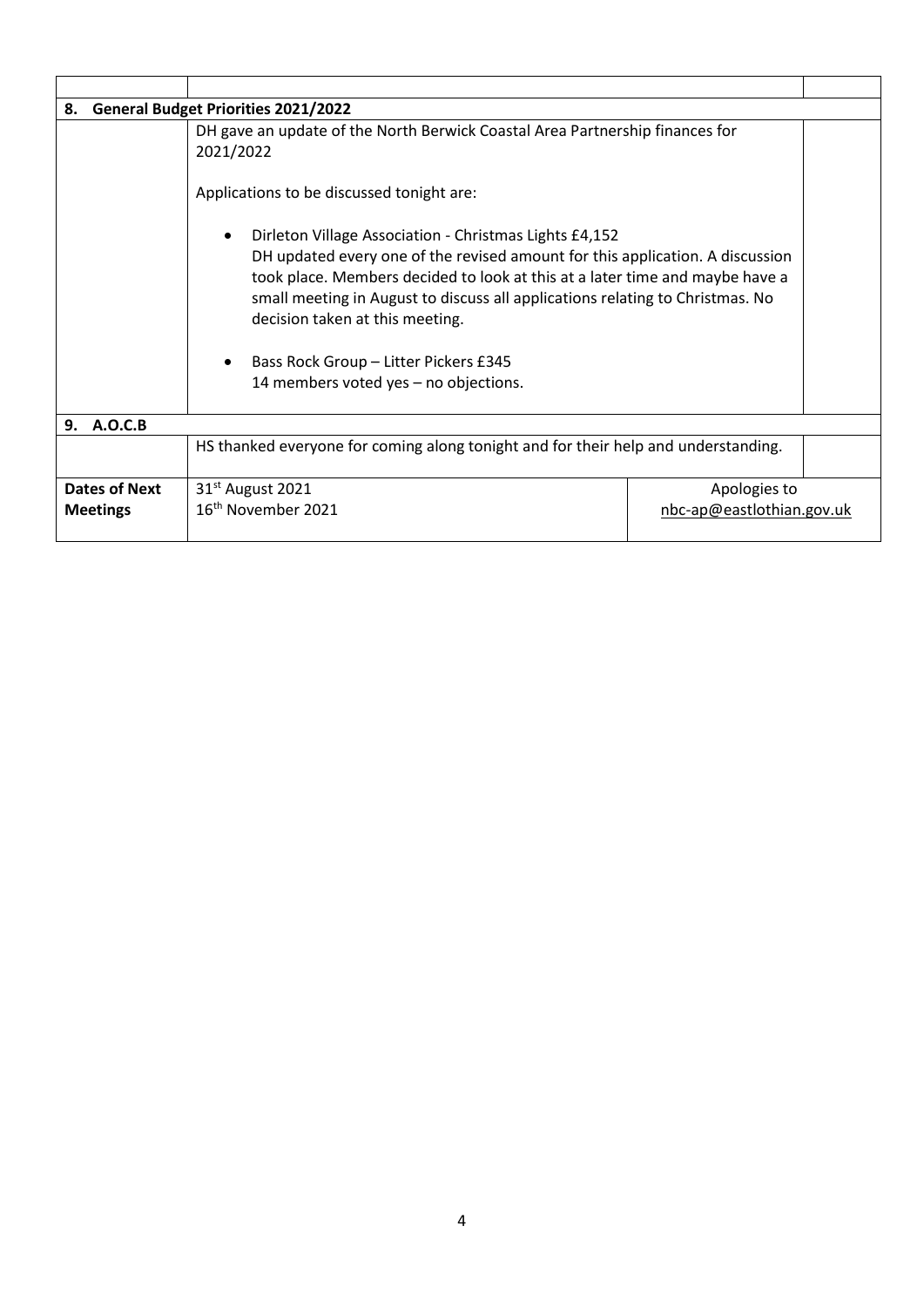| | | |
|---|---|---|
| | | |
| **8. General Budget Priorities 2021/2022** | | |
| | DH gave an update of the North Berwick Coastal Area Partnership finances for 2021/2022<br><br>Applications to be discussed tonight are:<br><br>• Dirleton Village Association - Christmas Lights £4,152<br>DH updated every one of the revised amount for this application. A discussion took place. Members decided to look at this at a later time and maybe have a small meeting in August to discuss all applications relating to Christmas. No decision taken at this meeting.<br><br>• Bass Rock Group – Litter Pickers £345<br>14 members voted yes – no objections. | |
| **9. A.O.C.B** | | |
| | HS thanked everyone for coming along tonight and for their help and understanding. | |
| **Dates of Next Meetings** | 31st August 2021<br>16th November 2021 | Apologies to nbc-ap@eastlothian.gov.uk |